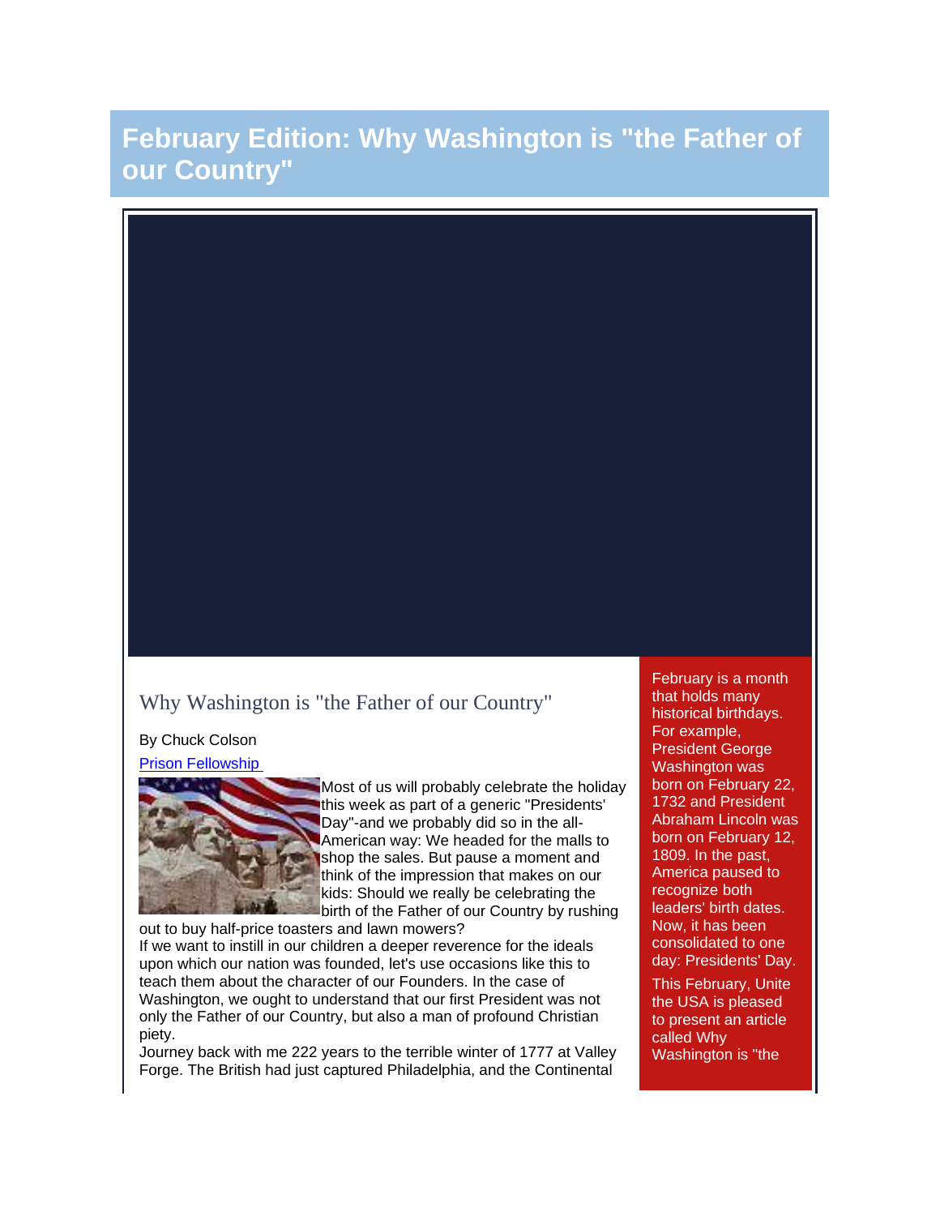# February Edition: Why Washington is "the Father of our Country"

## Why Washington is "the Father of our Country"

By Chuck Colson

[Prison Fellowship](#)

Most of us will probably celebrate the holiday this week as part of a generic "Presidents' Day"-and we probably did so in the all-American way: We headed for the malls to shop the sales. But pause a moment and think of the impression that makes on our kids: Should we really be celebrating the birth of the Father of our Country by rushing out to buy half-price toasters and lawn mowers?

If we want to instill in our children a deeper reverence for the ideals upon which our nation was founded, let's use occasions like this to teach them about the character of our Founders. In the case of Washington, we ought to understand that our first President was not only the Father of our Country, but also a man of profound Christian piety.

Journey back with me 222 years to the terrible winter of 1777 at Valley Forge. The British had just captured Philadelphia, and the Continental

February is a month that holds many historical birthdays. For example, President George Washington was born on February 22, 1732 and President Abraham Lincoln was born on February 12, 1809. In the past, America paused to recognize both leaders' birth dates. Now, it has been consolidated to one day: Presidents' Day.

This February, Unite the USA is pleased to present an article called Why Washington is "the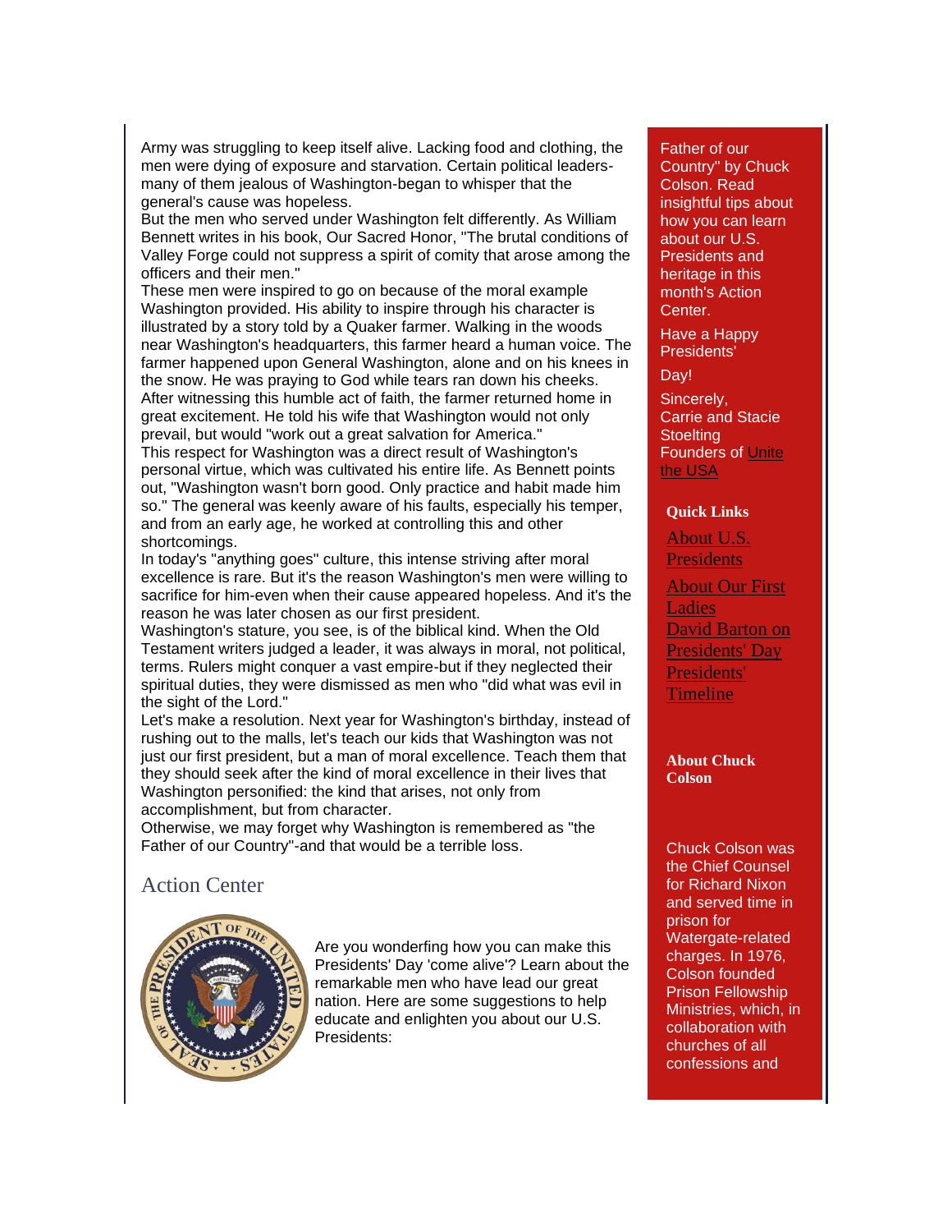Army was struggling to keep itself alive. Lacking food and clothing, the men were dying of exposure and starvation. Certain political leaders-many of them jealous of Washington-began to whisper that the general's cause was hopeless.
But the men who served under Washington felt differently. As William Bennett writes in his book, Our Sacred Honor, "The brutal conditions of Valley Forge could not suppress a spirit of comity that arose among the officers and their men."
These men were inspired to go on because of the moral example Washington provided. His ability to inspire through his character is illustrated by a story told by a Quaker farmer. Walking in the woods near Washington's headquarters, this farmer heard a human voice. The farmer happened upon General Washington, alone and on his knees in the snow. He was praying to God while tears ran down his cheeks. After witnessing this humble act of faith, the farmer returned home in great excitement. He told his wife that Washington would not only prevail, but would "work out a great salvation for America."
This respect for Washington was a direct result of Washington's personal virtue, which was cultivated his entire life. As Bennett points out, "Washington wasn't born good. Only practice and habit made him so." The general was keenly aware of his faults, especially his temper, and from an early age, he worked at controlling this and other shortcomings.
In today's "anything goes" culture, this intense striving after moral excellence is rare. But it's the reason Washington's men were willing to sacrifice for him-even when their cause appeared hopeless. And it's the reason he was later chosen as our first president.
Washington's stature, you see, is of the biblical kind. When the Old Testament writers judged a leader, it was always in moral, not political, terms. Rulers might conquer a vast empire-but if they neglected their spiritual duties, they were dismissed as men who "did what was evil in the sight of the Lord."
Let's make a resolution. Next year for Washington's birthday, instead of rushing out to the malls, let's teach our kids that Washington was not just our first president, but a man of moral excellence. Teach them that they should seek after the kind of moral excellence in their lives that Washington personified: the kind that arises, not only from accomplishment, but from character.
Otherwise, we may forget why Washington is remembered as "the Father of our Country"-and that would be a terrible loss.

## Action Center

Are you wonderfing how you can make this Presidents' Day 'come alive'? Learn about the remarkable men who have lead our great nation. Here are some suggestions to help educate and enlighten you about our U.S. Presidents:

Father of our Country" by Chuck Colson. Read insightful tips about how you can learn about our U.S. Presidents and heritage in this month's Action Center.

Have a Happy Presidents'

Day!

Sincerely,
Carrie and Stacie Stoelting
Founders of Unite the USA

**Quick Links**

About U.S. Presidents

About Our First Ladies

David Barton on Presidents' Day

Presidents' Timeline

**About Chuck Colson**

Chuck Colson was the Chief Counsel for Richard Nixon and served time in prison for Watergate-related charges. In 1976, Colson founded Prison Fellowship Ministries, which, in collaboration with churches of all confessions and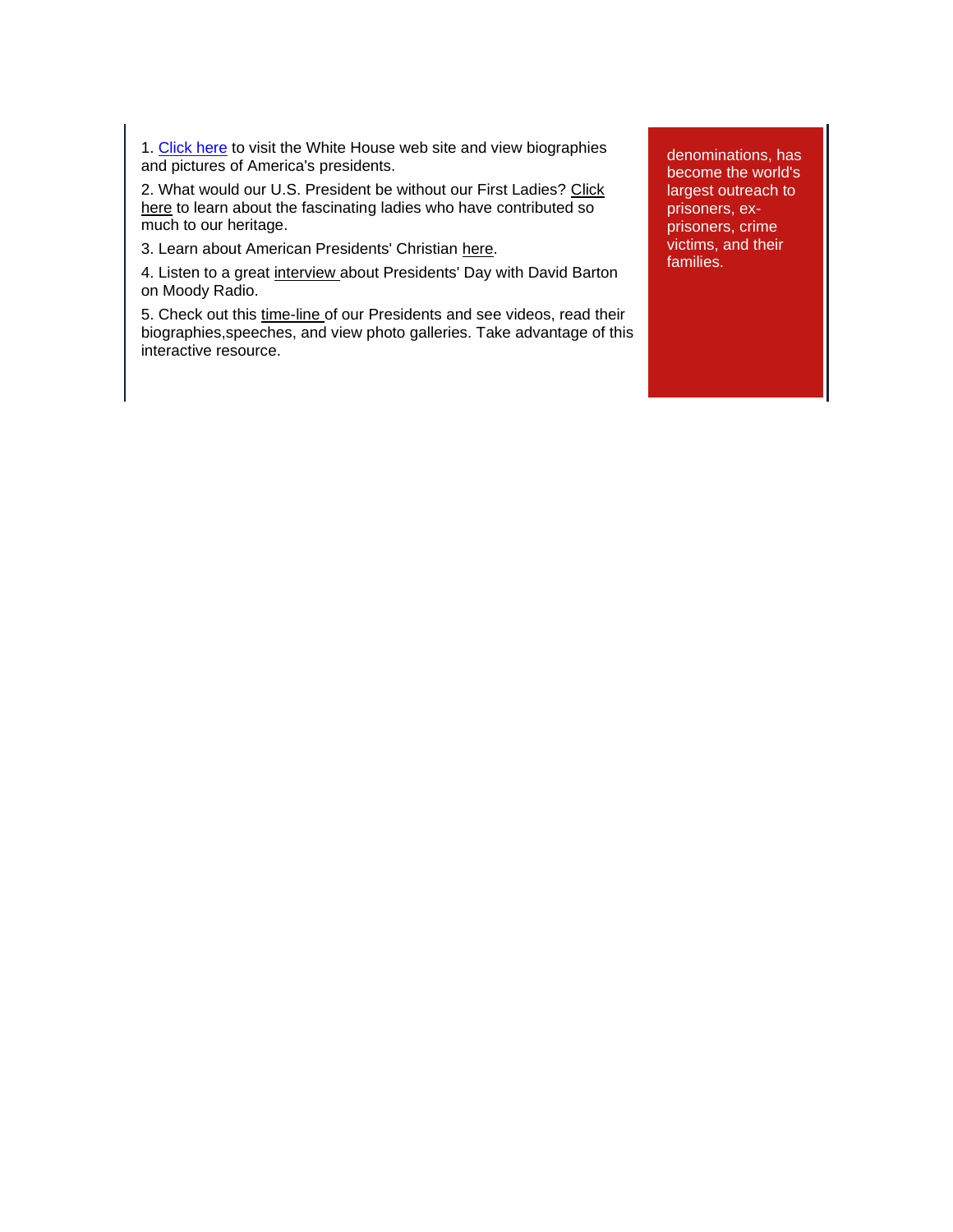1. Click here to visit the White House web site and view biographies and pictures of America's presidents.

2. What would our U.S. President be without our First Ladies? Click here to learn about the fascinating ladies who have contributed so much to our heritage.

3. Learn about American Presidents' Christian here.

4. Listen to a great interview about Presidents' Day with David Barton on Moody Radio.

5. Check out this time-line of our Presidents and see videos, read their biographies,speeches, and view photo galleries. Take advantage of this interactive resource.

denominations, has become the world's largest outreach to prisoners, ex-prisoners, crime victims, and their families.